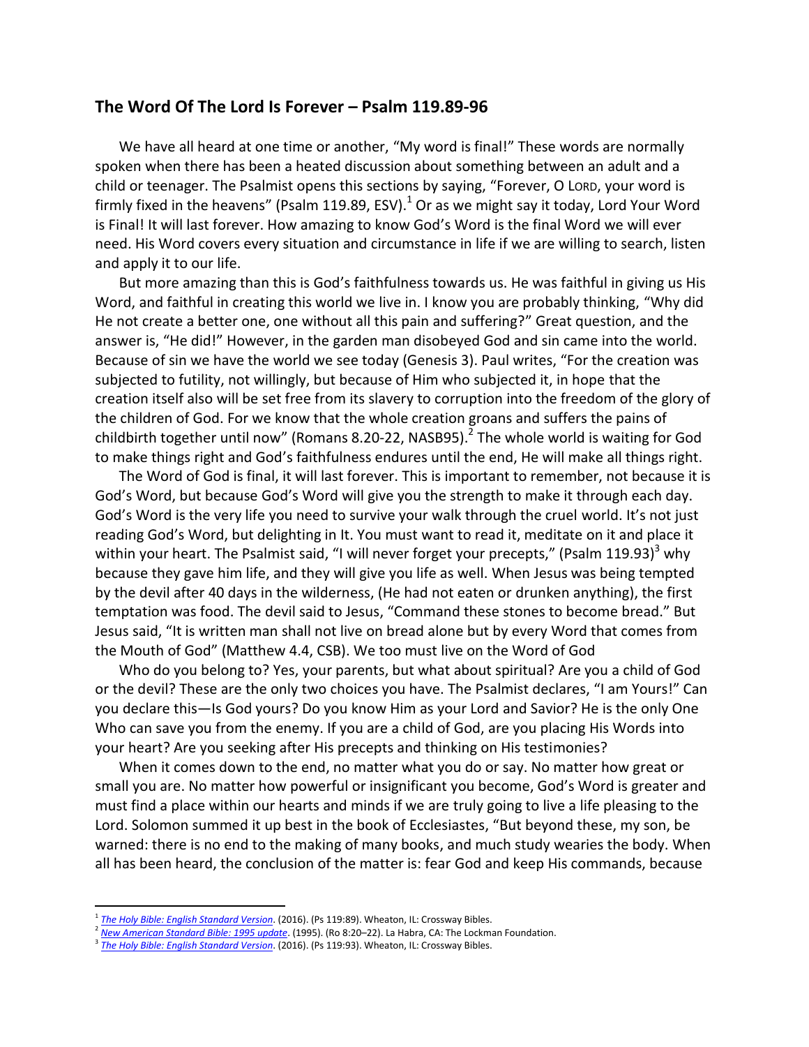## The Word Of The Lord Is Forever – Psalm 119.89-96

We have all heard at one time or another, "My word is final!" These words are normally spoken when there has been a heated discussion about something between an adult and a child or teenager. The Psalmist opens this sections by saying, "Forever, O LORD, your word is firmly fixed in the heavens" (Psalm 119.89, ESV).[1] Or as we might say it today, Lord Your Word is Final! It will last forever. How amazing to know God's Word is the final Word we will ever need. His Word covers every situation and circumstance in life if we are willing to search, listen and apply it to our life.

But more amazing than this is God's faithfulness towards us. He was faithful in giving us His Word, and faithful in creating this world we live in. I know you are probably thinking, "Why did He not create a better one, one without all this pain and suffering?" Great question, and the answer is, "He did!" However, in the garden man disobeyed God and sin came into the world. Because of sin we have the world we see today (Genesis 3). Paul writes, "For the creation was subjected to futility, not willingly, but because of Him who subjected it, in hope that the creation itself also will be set free from its slavery to corruption into the freedom of the glory of the children of God. For we know that the whole creation groans and suffers the pains of childbirth together until now" (Romans 8.20-22, NASB95).[2] The whole world is waiting for God to make things right and God's faithfulness endures until the end, He will make all things right.

The Word of God is final, it will last forever. This is important to remember, not because it is God's Word, but because God's Word will give you the strength to make it through each day. God's Word is the very life you need to survive your walk through the cruel world. It's not just reading God's Word, but delighting in It. You must want to read it, meditate on it and place it within your heart. The Psalmist said, "I will never forget your precepts," (Psalm 119.93)[3] why because they gave him life, and they will give you life as well. When Jesus was being tempted by the devil after 40 days in the wilderness, (He had not eaten or drunken anything), the first temptation was food. The devil said to Jesus, "Command these stones to become bread." But Jesus said, "It is written man shall not live on bread alone but by every Word that comes from the Mouth of God" (Matthew 4.4, CSB). We too must live on the Word of God

Who do you belong to? Yes, your parents, but what about spiritual? Are you a child of God or the devil? These are the only two choices you have. The Psalmist declares, "I am Yours!" Can you declare this—Is God yours? Do you know Him as your Lord and Savior? He is the only One Who can save you from the enemy. If you are a child of God, are you placing His Words into your heart? Are you seeking after His precepts and thinking on His testimonies?

When it comes down to the end, no matter what you do or say. No matter how great or small you are. No matter how powerful or insignificant you become, God's Word is greater and must find a place within our hearts and minds if we are truly going to live a life pleasing to the Lord. Solomon summed it up best in the book of Ecclesiastes, "But beyond these, my son, be warned: there is no end to the making of many books, and much study wearies the body. When all has been heard, the conclusion of the matter is: fear God and keep His commands, because

---

[1] *The Holy Bible: English Standard Version*. (2016). (Ps 119:89). Wheaton, IL: Crossway Bibles.

[2] *New American Standard Bible: 1995 update*. (1995). (Ro 8:20–22). La Habra, CA: The Lockman Foundation.

[3] *The Holy Bible: English Standard Version*. (2016). (Ps 119:93). Wheaton, IL: Crossway Bibles.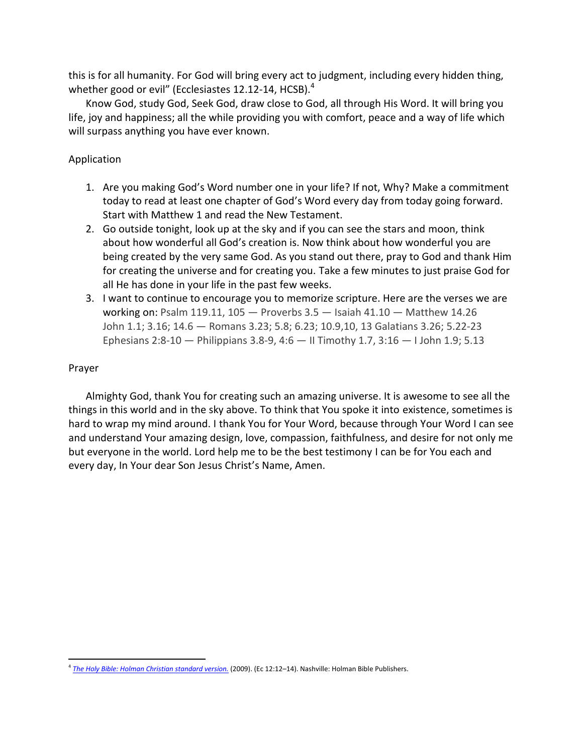this is for all humanity. For God will bring every act to judgment, including every hidden thing, whether good or evil" (Ecclesiastes 12.12-14, HCSB).[4]

Know God, study God, Seek God, draw close to God, all through His Word. It will bring you life, joy and happiness; all the while providing you with comfort, peace and a way of life which will surpass anything you have ever known.

Application

1. Are you making God's Word number one in your life? If not, Why? Make a commitment today to read at least one chapter of God's Word every day from today going forward. Start with Matthew 1 and read the New Testament.
2. Go outside tonight, look up at the sky and if you can see the stars and moon, think about how wonderful all God's creation is. Now think about how wonderful you are being created by the very same God. As you stand out there, pray to God and thank Him for creating the universe and for creating you. Take a few minutes to just praise God for all He has done in your life in the past few weeks.
3. I want to continue to encourage you to memorize scripture. Here are the verses we are working on: Psalm 119.11, 105 — Proverbs 3.5 — Isaiah 41.10 — Matthew 14.26 John 1.1; 3.16; 14.6 — Romans 3.23; 5.8; 6.23; 10.9,10, 13 Galatians 3.26; 5.22-23 Ephesians 2:8-10 — Philippians 3.8-9, 4:6 — II Timothy 1.7, 3:16 — I John 1.9; 5.13

Prayer

Almighty God, thank You for creating such an amazing universe. It is awesome to see all the things in this world and in the sky above. To think that You spoke it into existence, sometimes is hard to wrap my mind around. I thank You for Your Word, because through Your Word I can see and understand Your amazing design, love, compassion, faithfulness, and desire for not only me but everyone in the world. Lord help me to be the best testimony I can be for You each and every day, In Your dear Son Jesus Christ's Name, Amen.

---

[4] *The Holy Bible: Holman Christian standard version.* (2009). (Ec 12:12–14). Nashville: Holman Bible Publishers.